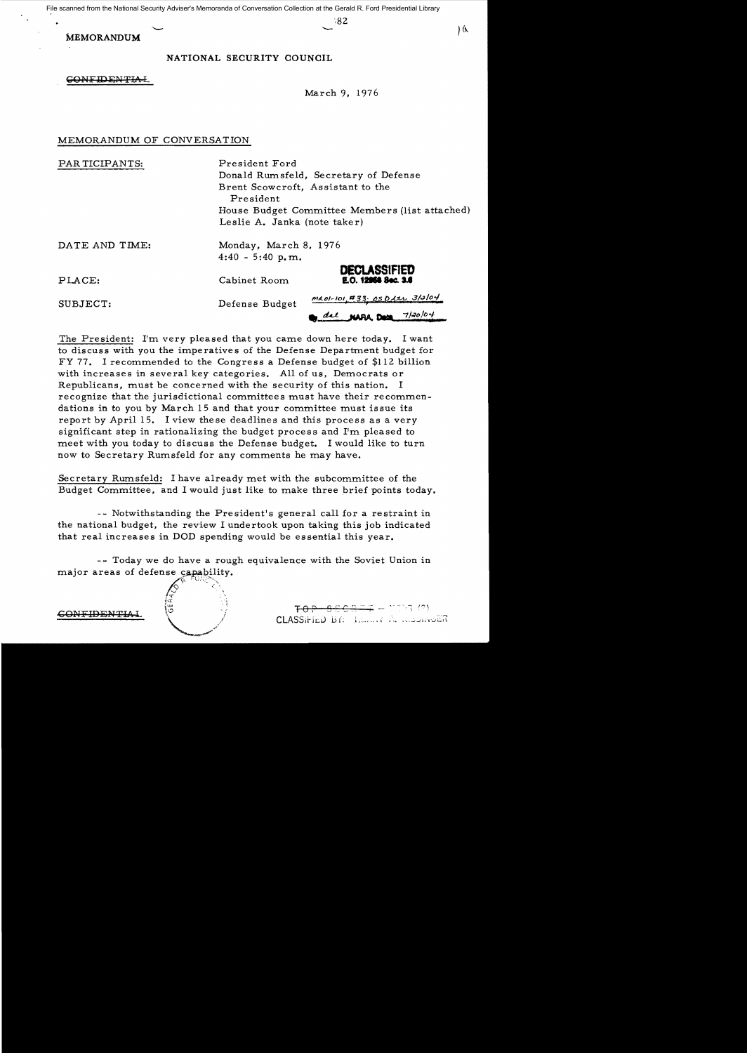File scanned from the National Security Adviser's Memoranda of Conversation Collection at the Gerald R. Ford Presidential Library

MEMORANDUM

## NATIONAL SECURITY COUNCIL

~~CONFIDENTIAL~~

March 9, 1976

MEMORANDUM OF CONVERSATION

| | |
|---|---|
| PARTICIPANTS: | President Ford<br>Donald Rumsfeld, Secretary of Defense<br>Brent Scowcroft, Assistant to the President<br>House Budget Committee Members (list attached)<br>Leslie A. Janka (note taker) |
| DATE AND TIME: | Monday, March 8, 1976<br>4:40 - 5:40 p.m. |
| PLACE: | Cabinet Room |
| SUBJECT: | Defense Budget |

DECLASSIFIED
E.O. 12958 Sec. 3.6
MR 01-101, #33; OSD ltr 3/2/04
By dal NARA, Date 7/20/04

The President: I'm very pleased that you came down here today. I want to discuss with you the imperatives of the Defense Department budget for FY 77. I recommended to the Congress a Defense budget of $112 billion with increases in several key categories. All of us, Democrats or Republicans, must be concerned with the security of this nation. I recognize that the jurisdictional committees must have their recommendations in to you by March 15 and that your committee must issue its report by April 15. I view these deadlines and this process as a very significant step in rationalizing the budget process and I'm pleased to meet with you today to discuss the Defense budget. I would like to turn now to Secretary Rumsfeld for any comments he may have.

Secretary Rumsfeld: I have already met with the subcommittee of the Budget Committee, and I would just like to make three brief points today.

-- Notwithstanding the President's general call for a restraint in the national budget, the review I undertook upon taking this job indicated that real increases in DOD spending would be essential this year.

-- Today we do have a rough equivalence with the Soviet Union in major areas of defense capability.

~~CONFIDENTIAL~~

~~TOP SECRET~~
CLASSIFIED BY: HENRY A. KISSINGER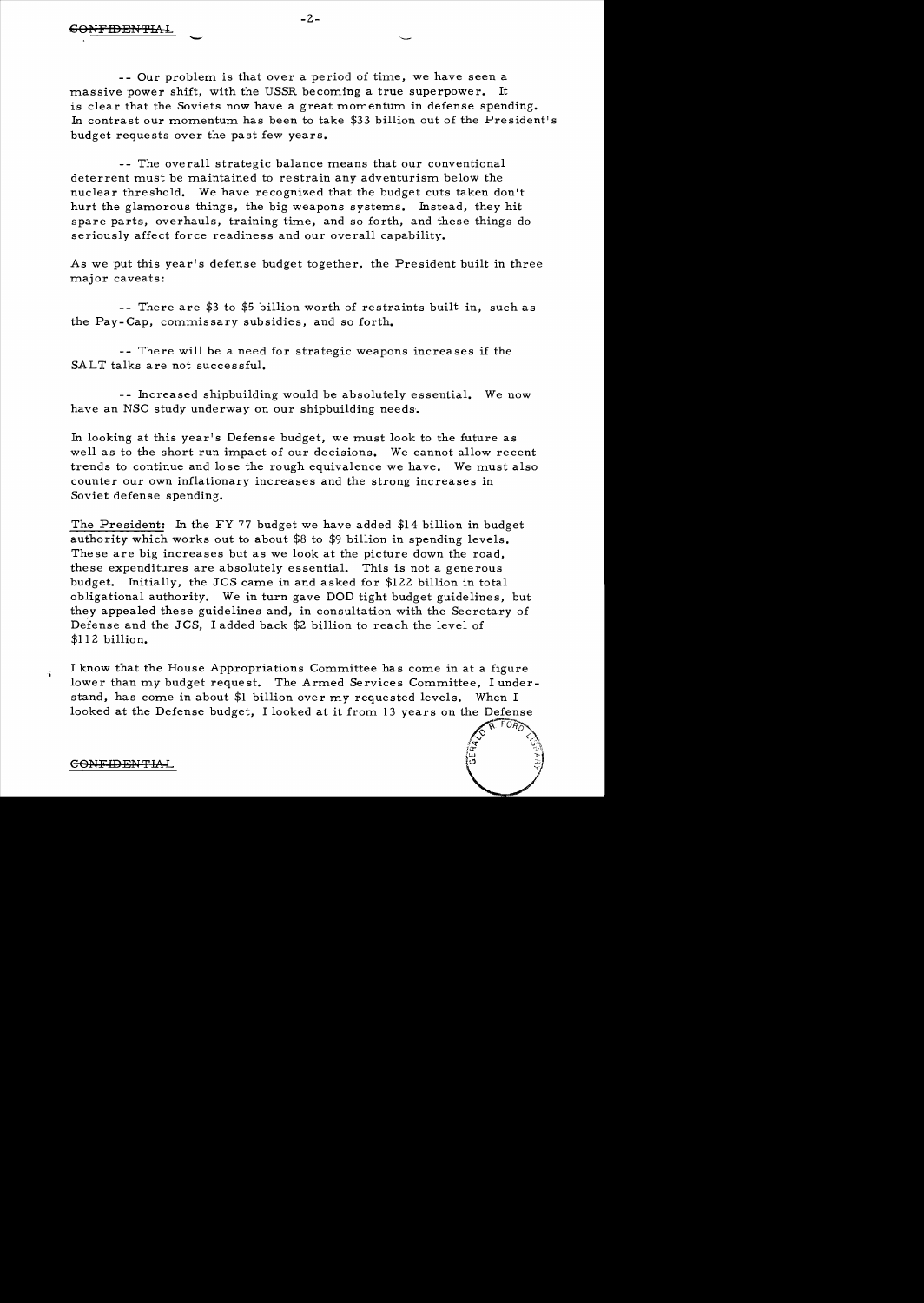-- Our problem is that over a period of time, we have seen a massive power shift, with the USSR becoming a true superpower. It is clear that the Soviets now have a great momentum in defense spending. In contrast our momentum has been to take $33 billion out of the President's budget requests over the past few years.

-- The overall strategic balance means that our conventional deterrent must be maintained to restrain any adventurism below the nuclear threshold. We have recognized that the budget cuts taken don't hurt the glamorous things, the big weapons systems. Instead, they hit spare parts, overhauls, training time, and so forth, and these things do seriously affect force readiness and our overall capability.

As we put this year's defense budget together, the President built in three major caveats:

-- There are $3 to $5 billion worth of restraints built in, such as the Pay-Cap, commissary subsidies, and so forth.

-- There will be a need for strategic weapons increases if the SALT talks are not successful.

-- Increased shipbuilding would be absolutely essential. We now have an NSC study underway on our shipbuilding needs.

In looking at this year's Defense budget, we must look to the future as well as to the short run impact of our decisions. We cannot allow recent trends to continue and lose the rough equivalence we have. We must also counter our own inflationary increases and the strong increases in Soviet defense spending.

The President: In the FY 77 budget we have added $14 billion in budget authority which works out to about $8 to $9 billion in spending levels. These are big increases but as we look at the picture down the road, these expenditures are absolutely essential. This is not a generous budget. Initially, the JCS came in and asked for $122 billion in total obligational authority. We in turn gave DOD tight budget guidelines, but they appealed these guidelines and, in consultation with the Secretary of Defense and the JCS, I added back $2 billion to reach the level of $112 billion.

I know that the House Appropriations Committee has come in at a figure lower than my budget request. The Armed Services Committee, I understand, has come in about $1 billion over my requested levels. When I looked at the Defense budget, I looked at it from 13 years on the Defense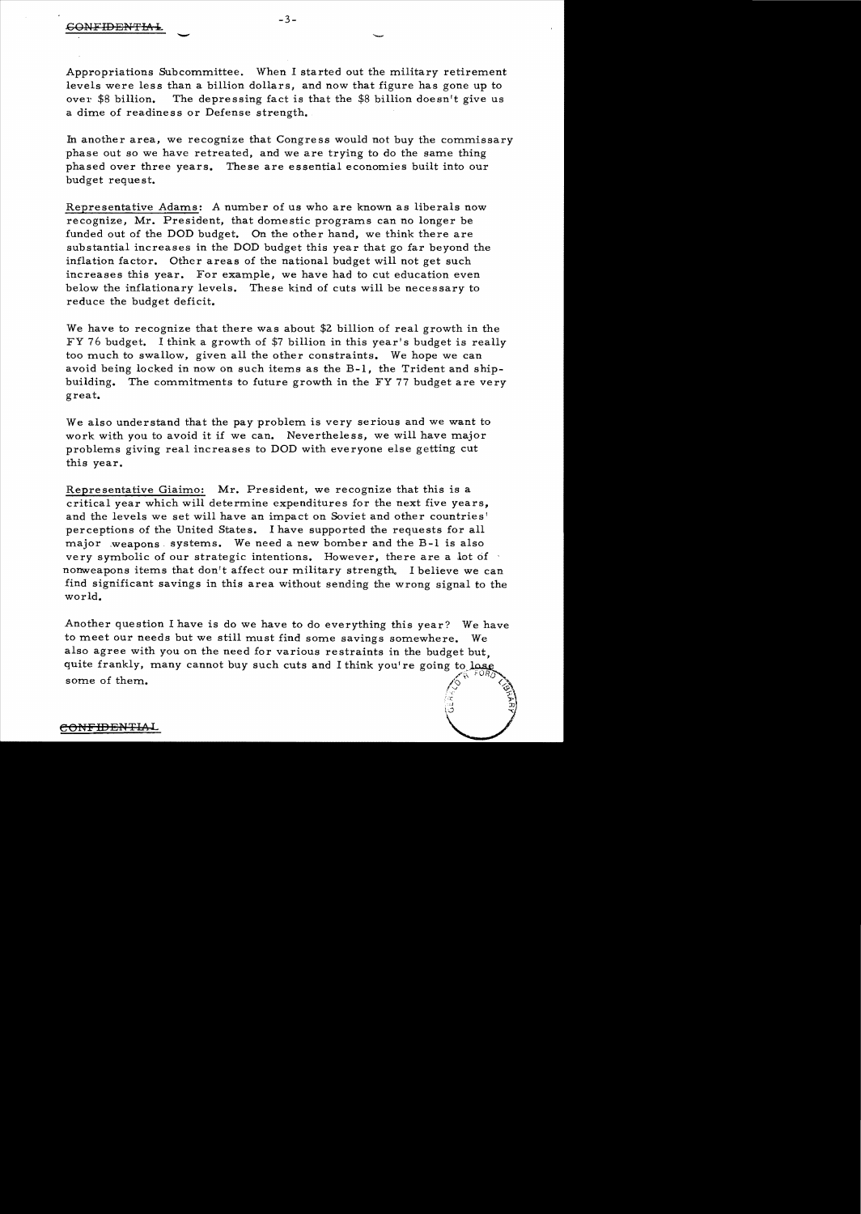Appropriations Subcommittee. When I started out the military retirement levels were less than a billion dollars, and now that figure has gone up to over $8 billion. The depressing fact is that the $8 billion doesn't give us a dime of readiness or Defense strength.

In another area, we recognize that Congress would not buy the commissary phase out so we have retreated, and we are trying to do the same thing phased over three years. These are essential economies built into our budget request.

Representative Adams: A number of us who are known as liberals now recognize, Mr. President, that domestic programs can no longer be funded out of the DOD budget. On the other hand, we think there are substantial increases in the DOD budget this year that go far beyond the inflation factor. Other areas of the national budget will not get such increases this year. For example, we have had to cut education even below the inflationary levels. These kind of cuts will be necessary to reduce the budget deficit.

We have to recognize that there was about $2 billion of real growth in the FY 76 budget. I think a growth of $7 billion in this year's budget is really too much to swallow, given all the other constraints. We hope we can avoid being locked in now on such items as the B-1, the Trident and shipbuilding. The commitments to future growth in the FY 77 budget are very great.

We also understand that the pay problem is very serious and we want to work with you to avoid it if we can. Nevertheless, we will have major problems giving real increases to DOD with everyone else getting cut this year.

Representative Giaimo: Mr. President, we recognize that this is a critical year which will determine expenditures for the next five years, and the levels we set will have an impact on Soviet and other countries' perceptions of the United States. I have supported the requests for all major weapons systems. We need a new bomber and the B-1 is also very symbolic of our strategic intentions. However, there are a lot of nonweapons items that don't affect our military strength. I believe we can find significant savings in this area without sending the wrong signal to the world.

Another question I have is do we have to do everything this year? We have to meet our needs but we still must find some savings somewhere. We also agree with you on the need for various restraints in the budget but, quite frankly, many cannot buy such cuts and I think you're going to lose some of them.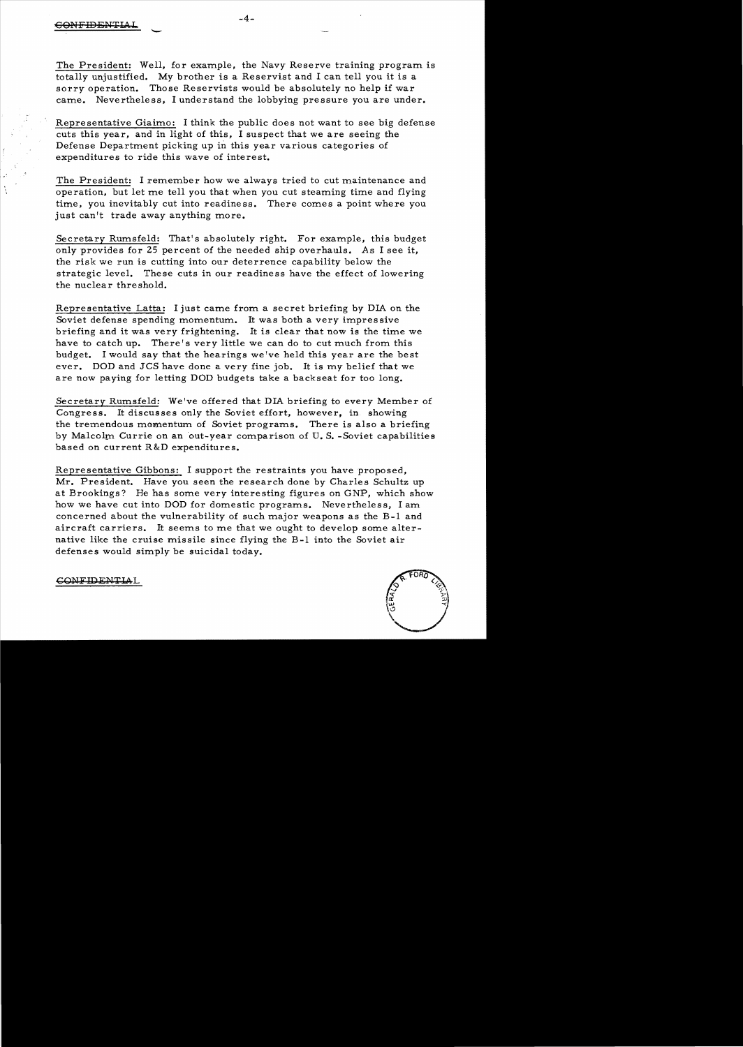The President: Well, for example, the Navy Reserve training program is totally unjustified. My brother is a Reservist and I can tell you it is a sorry operation. Those Reservists would be absolutely no help if war came. Nevertheless, I understand the lobbying pressure you are under.

Representative Giaimo: I think the public does not want to see big defense cuts this year, and in light of this, I suspect that we are seeing the Defense Department picking up in this year various categories of expenditures to ride this wave of interest.

The President: I remember how we always tried to cut maintenance and operation, but let me tell you that when you cut steaming time and flying time, you inevitably cut into readiness. There comes a point where you just can't trade away anything more.

Secretary Rumsfeld: That's absolutely right. For example, this budget only provides for 25 percent of the needed ship overhauls. As I see it, the risk we run is cutting into our deterrence capability below the strategic level. These cuts in our readiness have the effect of lowering the nuclear threshold.

Representative Latta: I just came from a secret briefing by DIA on the Soviet defense spending momentum. It was both a very impressive briefing and it was very frightening. It is clear that now is the time we have to catch up. There's very little we can do to cut much from this budget. I would say that the hearings we've held this year are the best ever. DOD and JCS have done a very fine job. It is my belief that we are now paying for letting DOD budgets take a backseat for too long.

Secretary Rumsfeld: We've offered that DIA briefing to every Member of Congress. It discusses only the Soviet effort, however, in showing the tremendous momentum of Soviet programs. There is also a briefing by Malcolm Currie on an out-year comparison of U. S. -Soviet capabilities based on current R&D expenditures.

Representative Gibbons: I support the restraints you have proposed, Mr. President. Have you seen the research done by Charles Schultz up at Brookings? He has some very interesting figures on GNP, which show how we have cut into DOD for domestic programs. Nevertheless, I am concerned about the vulnerability of such major weapons as the B-1 and aircraft carriers. It seems to me that we ought to develop some alternative like the cruise missile since flying the B-1 into the Soviet air defenses would simply be suicidal today.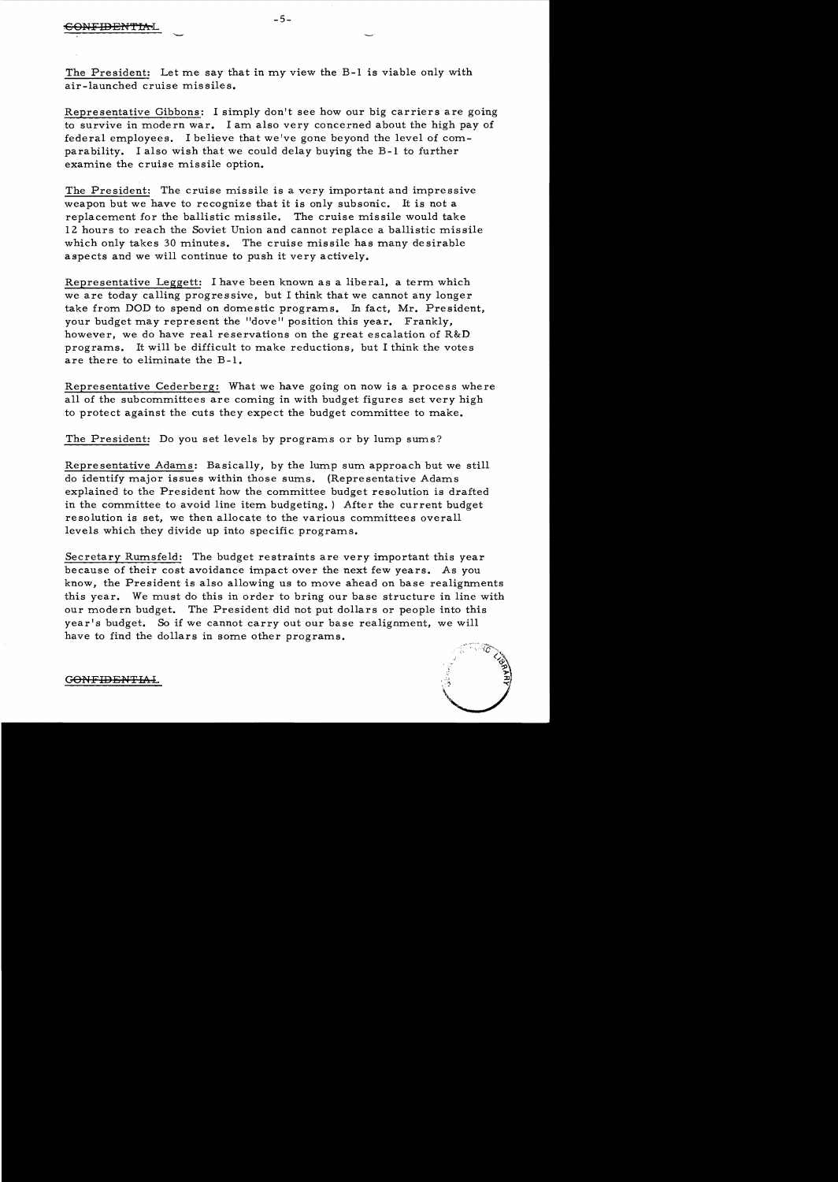The President: Let me say that in my view the B-1 is viable only with air-launched cruise missiles.

Representative Gibbons: I simply don't see how our big carriers are going to survive in modern war. I am also very concerned about the high pay of federal employees. I believe that we've gone beyond the level of comparability. I also wish that we could delay buying the B-1 to further examine the cruise missile option.

The President: The cruise missile is a very important and impressive weapon but we have to recognize that it is only subsonic. It is not a replacement for the ballistic missile. The cruise missile would take 12 hours to reach the Soviet Union and cannot replace a ballistic missile which only takes 30 minutes. The cruise missile has many desirable aspects and we will continue to push it very actively.

Representative Leggett: I have been known as a liberal, a term which we are today calling progressive, but I think that we cannot any longer take from DOD to spend on domestic programs. In fact, Mr. President, your budget may represent the "dove" position this year. Frankly, however, we do have real reservations on the great escalation of R&D programs. It will be difficult to make reductions, but I think the votes are there to eliminate the B-1.

Representative Cederberg: What we have going on now is a process where all of the subcommittees are coming in with budget figures set very high to protect against the cuts they expect the budget committee to make.

The President: Do you set levels by programs or by lump sums?

Representative Adams: Basically, by the lump sum approach but we still do identify major issues within those sums. (Representative Adams explained to the President how the committee budget resolution is drafted in the committee to avoid line item budgeting.) After the current budget resolution is set, we then allocate to the various committees overall levels which they divide up into specific programs.

Secretary Rumsfeld: The budget restraints are very important this year because of their cost avoidance impact over the next few years. As you know, the President is also allowing us to move ahead on base realignments this year. We must do this in order to bring our base structure in line with our modern budget. The President did not put dollars or people into this year's budget. So if we cannot carry out our base realignment, we will have to find the dollars in some other programs.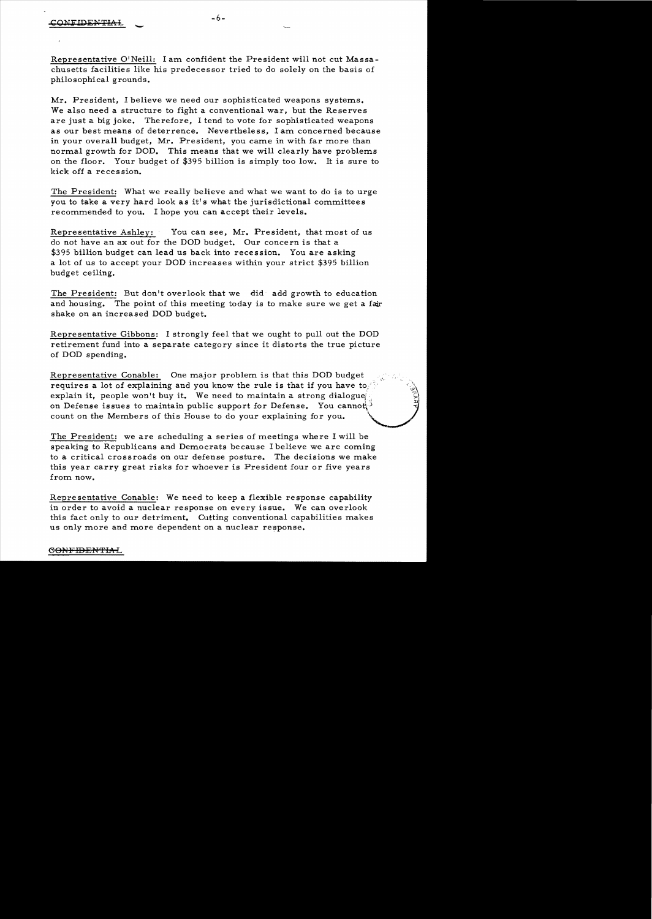Representative O'Neill: I am confident the President will not cut Massachusetts facilities like his predecessor tried to do solely on the basis of philosophical grounds.

Mr. President, I believe we need our sophisticated weapons systems. We also need a structure to fight a conventional war, but the Reserves are just a big joke. Therefore, I tend to vote for sophisticated weapons as our best means of deterrence. Nevertheless, I am concerned because in your overall budget, Mr. President, you came in with far more than normal growth for DOD. This means that we will clearly have problems on the floor. Your budget of $395 billion is simply too low. It is sure to kick off a recession.

The President: What we really believe and what we want to do is to urge you to take a very hard look as it's what the jurisdictional committees recommended to you. I hope you can accept their levels.

Representative Ashley: You can see, Mr. President, that most of us do not have an ax out for the DOD budget. Our concern is that a $395 billion budget can lead us back into recession. You are asking a lot of us to accept your DOD increases within your strict $395 billion budget ceiling.

The President: But don't overlook that we did add growth to education and housing. The point of this meeting today is to make sure we get a fair shake on an increased DOD budget.

Representative Gibbons: I strongly feel that we ought to pull out the DOD retirement fund into a separate category since it distorts the true picture of DOD spending.

Representative Conable: One major problem is that this DOD budget requires a lot of explaining and you know the rule is that if you have to explain it, people won't buy it. We need to maintain a strong dialogue on Defense issues to maintain public support for Defense. You cannot count on the Members of this House to do your explaining for you.

The President: we are scheduling a series of meetings where I will be speaking to Republicans and Democrats because I believe we are coming to a critical crossroads on our defense posture. The decisions we make this year carry great risks for whoever is President four or five years from now.

Representative Conable: We need to keep a flexible response capability in order to avoid a nuclear response on every issue. We can overlook this fact only to our detriment. Cutting conventional capabilities makes us only more and more dependent on a nuclear response.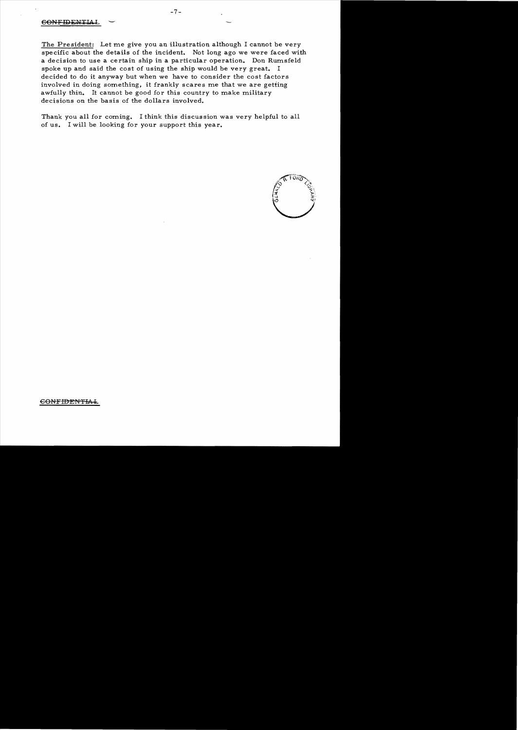CONFIDENTIAL

The President: Let me give you an illustration although I cannot be very specific about the details of the incident. Not long ago we were faced with a decision to use a certain ship in a particular operation. Don Rumsfeld spoke up and said the cost of using the ship would be very great. I decided to do it anyway but when we have to consider the cost factors involved in doing something, it frankly scares me that we are getting awfully thin. It cannot be good for this country to make military decisions on the basis of the dollars involved.

Thank you all for coming. I think this discussion was very helpful to all of us. I will be looking for your support this year.

CONFIDENTIAL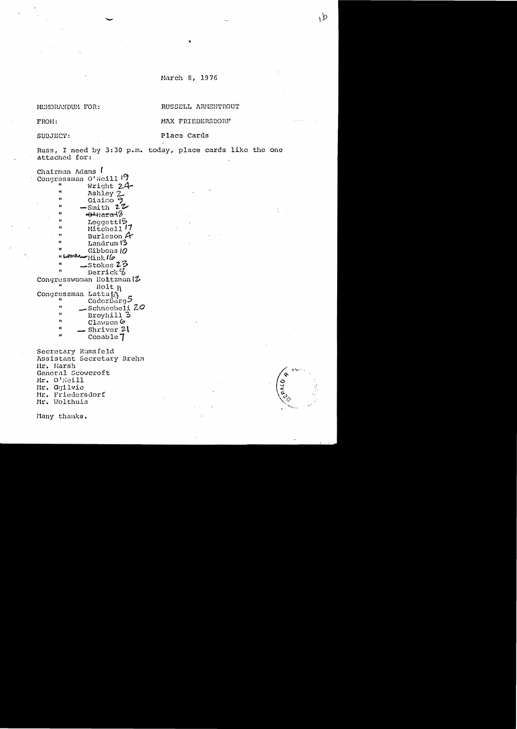March 8, 1976

MEMORANDUM FOR: RUSSELL ARMENTROUT

FROM: MAX FRIEDERSDORF

SUBJECT: Place Cards

Russ, I need by 3:30 p.m. today, place cards like the one attached for:

Chairman Adams 1
Congressman O'Neill 19
" Wright 24
" Ashley 2
" Giaimo 9
" ~~Smith~~ 22
" ~~O'Hara~~ 18
" Leggett 15
" Mitchell 17
" Burleson 4
" Landrum 13
" Gibbons 10
" ~~Mink~~ 16
" ~~Stokes~~ 23
" Derrick 8
Congresswoman Holtzman 12
" Holt 11
Congressman Latta 14
" Cederberg 5
" ~~Schneebeli~~ 20
" Broyhill 3
" Clawson 6
" ~~Shriver~~ 21
" Conable 7

Secretary Rumsfeld
Assistant Secretary Brehm
Mr. Marsh
General Scowcroft
Mr. O'Neill
Mr. Ogilvie
Mr. Friedersdorf
Mr. Wolthuis

Many thanks.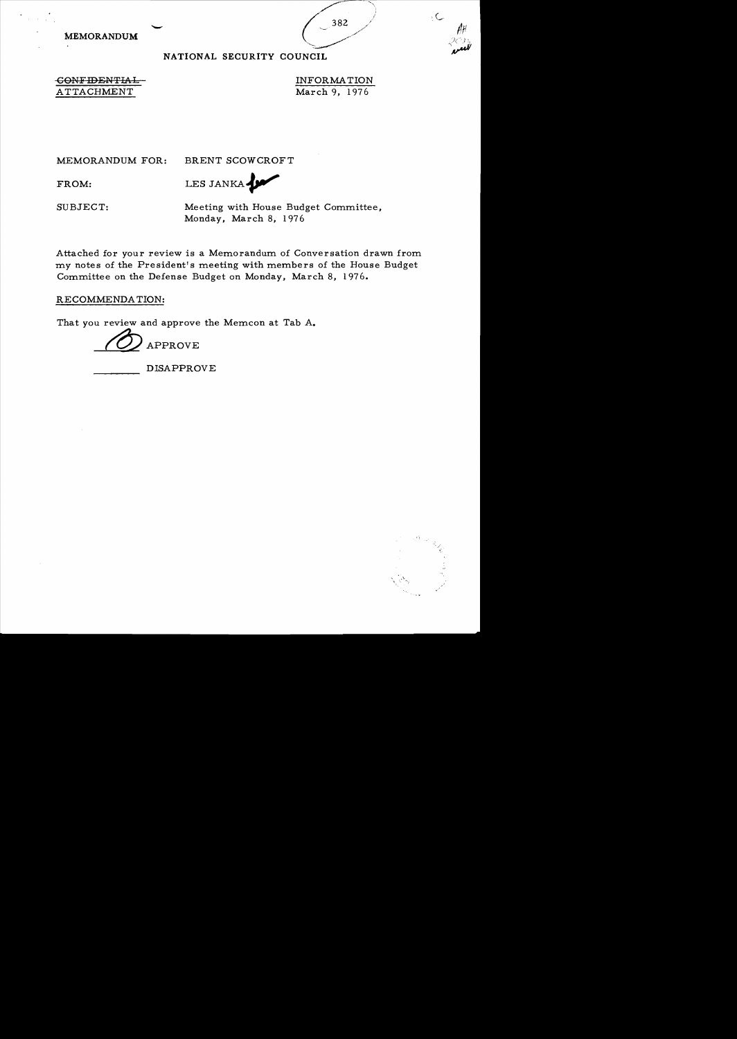MEMORANDUM

382

NATIONAL SECURITY COUNCIL

~~CONFIDENTIAL~~
ATTACHMENT

INFORMATION
March 9, 1976

MEMORANDUM FOR: BRENT SCOWCROFT

FROM: LES JANKA

SUBJECT: Meeting with House Budget Committee, Monday, March 8, 1976

Attached for your review is a Memorandum of Conversation drawn from my notes of the President's meeting with members of the House Budget Committee on the Defense Budget on Monday, March 8, 1976.

RECOMMENDATION:

That you review and approve the Memcon at Tab A.

___B___ APPROVE

_______ DISAPPROVE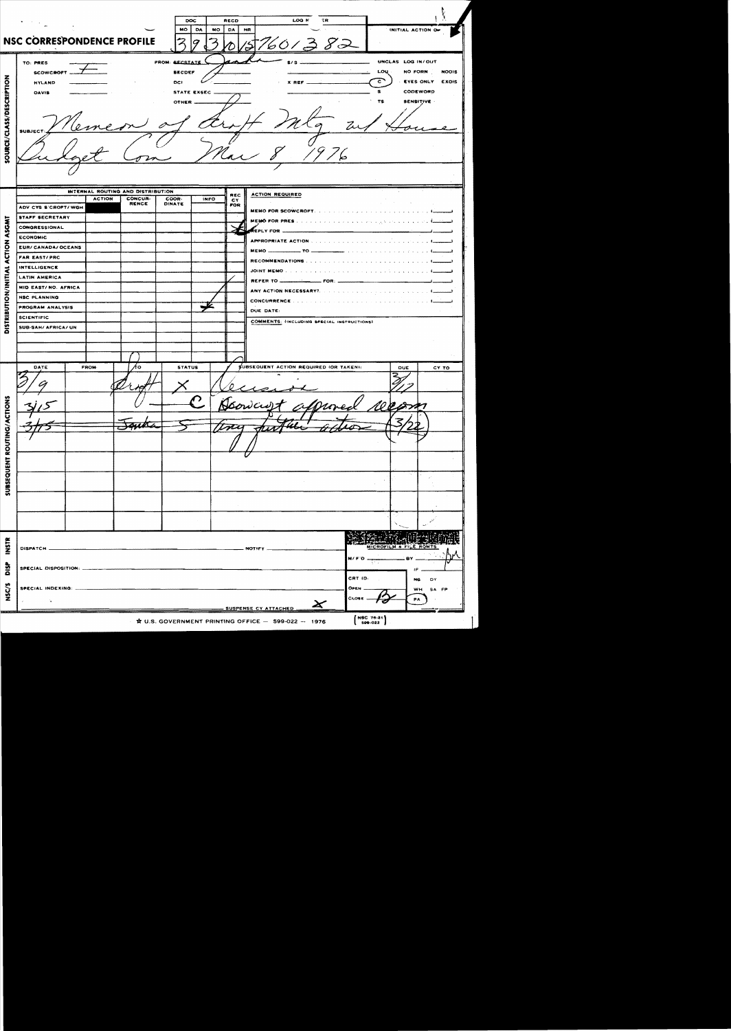# NSC CORRESPONDENCE PROFILE

| DOC MO | DOC DA | RECD MO | RECD DA | RECD HR | LOG NBR |
|---|---|---|---|---|---|
| 3 | 9 | 3 | 10 | 15 | 7601382 |

INITIAL ACTION O

**SOURCE/CLASS/DESCRIPTION**

TO: PRES
SCOWCROFT ✓
HYLAND
DAVIS

FROM: SECSTATE
SECDEF
DCI ✓ (Jank)
STATE EXSEC
OTHER

S/S
X REF

UNCLAS LOG IN/OUT
LOU NO FORN NODIS
(C) EYES ONLY EXDIS
S CODEWORD
TS SENSITIVE

SUBJECT: Memo of Draft Mtg w/ House Budget Com Mar 8, 1976

**DISTRIBUTION/INITIAL ACTION ASGMT**

INTERNAL ROUTING AND DISTRIBUTION

| | ACTION | CONCUR-RENCE | COOR-DINATE | INFO | REC CY FOR |
|---|---|---|---|---|---|
| ADV CYS S'CROFT/WGH | | | | | |
| STAFF SECRETARY | | | | | |
| CONGRESSIONAL | | | | | |
| ECONOMIC | | | | | |
| EUR/CANADA/OCEANS | | | | | |
| FAR EAST/PRC | | | | | |
| INTELLIGENCE | | | | | |
| LATIN AMERICA | | | | | |
| MID EAST/NO. AFRICA | | | | | |
| NSC PLANNING | | | | | |
| PROGRAM ANALYSIS | | | | X | |
| SCIENTIFIC | | | | | |
| SUB-SAH/AFRICA/UN | | | | | |

ACTION REQUIRED
MEMO FOR SCOWCROFT
MEMO FOR PRES
X REPLY FOR
APPROPRIATE ACTION
MEMO ___ TO ___
RECOMMENDATIONS
JOINT MEMO
REFER TO ___ FOR: ___
ANY ACTION NECESSARY?
CONCURRENCE
DUE DATE:
COMMENTS: (INCLUDING SPECIAL INSTRUCTIONS)

**SUBSEQUENT ROUTING/ACTIONS**

| DATE | FROM | TO | STATUS | SUBSEQUENT ACTION REQUIRED (OR TAKEN): | DUE | CY TO |
|---|---|---|---|---|---|---|
| 3/9 | | Draft | X | Decision | 3/11 | |
| 3/15 | | | C | Scowcroft approved recom | | |
| 3/15 | | Janka | S | Any further action | 3/22 | |

**NSC/S DISP INSTR**

DISPATCH ___ NOTIFY ___
SPECIAL DISPOSITION: ___
SPECIAL INDEXING: ___
SUSPENSE CY ATTACHED X

MICROFILM & FILE RQMTS
M/F'D ___ BY ___
CRT ID: IF
OPEN NS OY
CLOSE B WH SA FP
PA

★ U.S. GOVERNMENT PRINTING OFFICE — 599-022 — 1976 (NSC 76-21 599-022)